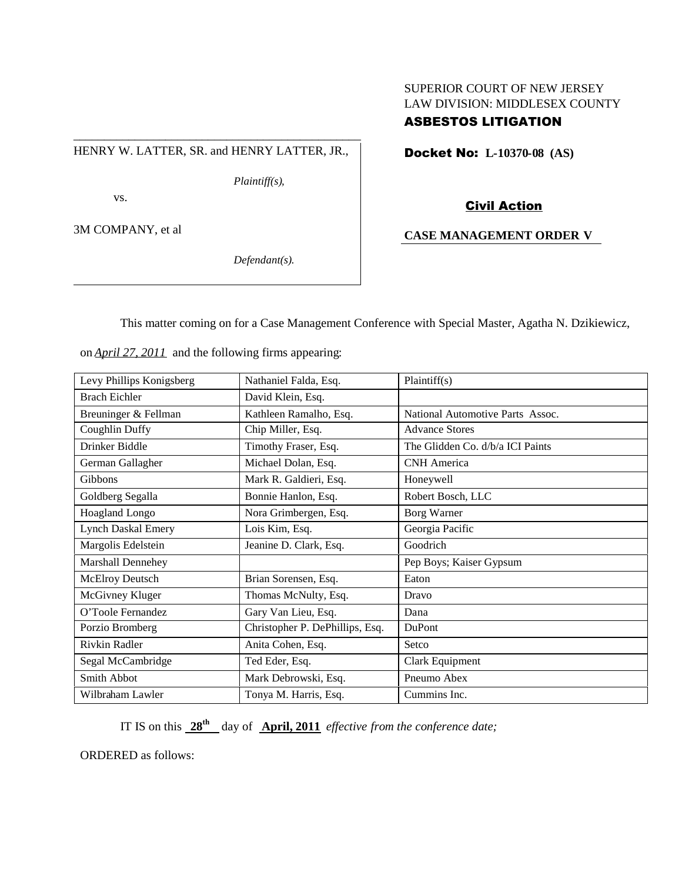SUPERIOR COURT OF NEW JERSEY
LAW DIVISION: MIDDLESEX COUNTY

**ASBESTOS LITIGATION**

HENRY W. LATTER, SR. and HENRY LATTER, JR.,

*Plaintiff(s),*

vs.

3M COMPANY, et al

*Defendant(s).*

**Docket No: L-10370-08 (AS)**

**Civil Action**

**CASE MANAGEMENT ORDER V**

This matter coming on for a Case Management Conference with Special Master, Agatha N. Dzikiewicz, on *April 27, 2011* and the following firms appearing:

| Levy Phillips Konigsberg | Nathaniel Falda, Esq. | Plaintiff(s) |
|---|---|---|
| Brach Eichler | David Klein, Esq. | |
| Breuninger & Fellman | Kathleen Ramalho, Esq. | National Automotive Parts Assoc. |
| Coughlin Duffy | Chip Miller, Esq. | Advance Stores |
| Drinker Biddle | Timothy Fraser, Esq. | The Glidden Co. d/b/a ICI Paints |
| German Gallagher | Michael Dolan, Esq. | CNH America |
| Gibbons | Mark R. Galdieri, Esq. | Honeywell |
| Goldberg Segalla | Bonnie Hanlon, Esq. | Robert Bosch, LLC |
| Hoagland Longo | Nora Grimbergen, Esq. | Borg Warner |
| Lynch Daskal Emery | Lois Kim, Esq. | Georgia Pacific |
| Margolis Edelstein | Jeanine D. Clark, Esq. | Goodrich |
| Marshall Dennehey | | Pep Boys; Kaiser Gypsum |
| McElroy Deutsch | Brian Sorensen, Esq. | Eaton |
| McGivney Kluger | Thomas McNulty, Esq. | Dravo |
| O'Toole Fernandez | Gary Van Lieu, Esq. | Dana |
| Porzio Bromberg | Christopher P. DePhillips, Esq. | DuPont |
| Rivkin Radler | Anita Cohen, Esq. | Setco |
| Segal McCambridge | Ted Eder, Esq. | Clark Equipment |
| Smith Abbot | Mark Debrowski, Esq. | Pneumo Abex |
| Wilbraham Lawler | Tonya M. Harris, Esq. | Cummins Inc. |

IT IS on this **28th** day of **April, 2011** *effective from the conference date;*

ORDERED as follows: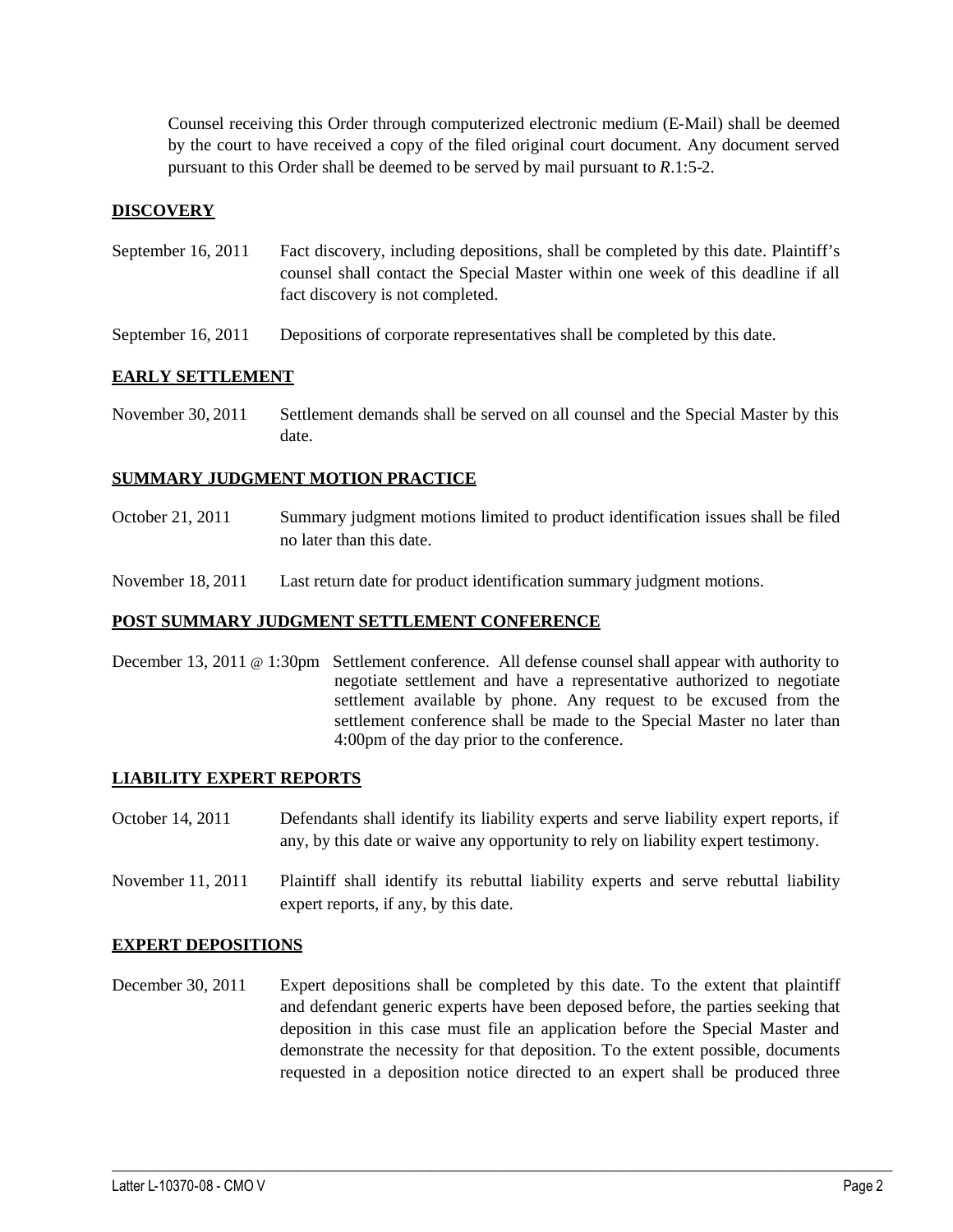Counsel receiving this Order through computerized electronic medium (E-Mail) shall be deemed by the court to have received a copy of the filed original court document. Any document served pursuant to this Order shall be deemed to be served by mail pursuant to *R*.1:5-2.

## DISCOVERY

| | |
|---|---|
| September 16, 2011 | Fact discovery, including depositions, shall be completed by this date. Plaintiff's counsel shall contact the Special Master within one week of this deadline if all fact discovery is not completed. |
| September 16, 2011 | Depositions of corporate representatives shall be completed by this date. |

## EARLY SETTLEMENT

| | |
|---|---|
| November 30, 2011 | Settlement demands shall be served on all counsel and the Special Master by this date. |

## SUMMARY JUDGMENT MOTION PRACTICE

| | |
|---|---|
| October 21, 2011 | Summary judgment motions limited to product identification issues shall be filed no later than this date. |
| November 18, 2011 | Last return date for product identification summary judgment motions. |

## POST SUMMARY JUDGMENT SETTLEMENT CONFERENCE

| | |
|---|---|
| December 13, 2011 @ 1:30pm | Settlement conference. All defense counsel shall appear with authority to negotiate settlement and have a representative authorized to negotiate settlement available by phone. Any request to be excused from the settlement conference shall be made to the Special Master no later than 4:00pm of the day prior to the conference. |

## LIABILITY EXPERT REPORTS

| | |
|---|---|
| October 14, 2011 | Defendants shall identify its liability experts and serve liability expert reports, if any, by this date or waive any opportunity to rely on liability expert testimony. |
| November 11, 2011 | Plaintiff shall identify its rebuttal liability experts and serve rebuttal liability expert reports, if any, by this date. |

## EXPERT DEPOSITIONS

| | |
|---|---|
| December 30, 2011 | Expert depositions shall be completed by this date. To the extent that plaintiff and defendant generic experts have been deposed before, the parties seeking that deposition in this case must file an application before the Special Master and demonstrate the necessity for that deposition. To the extent possible, documents requested in a deposition notice directed to an expert shall be produced three |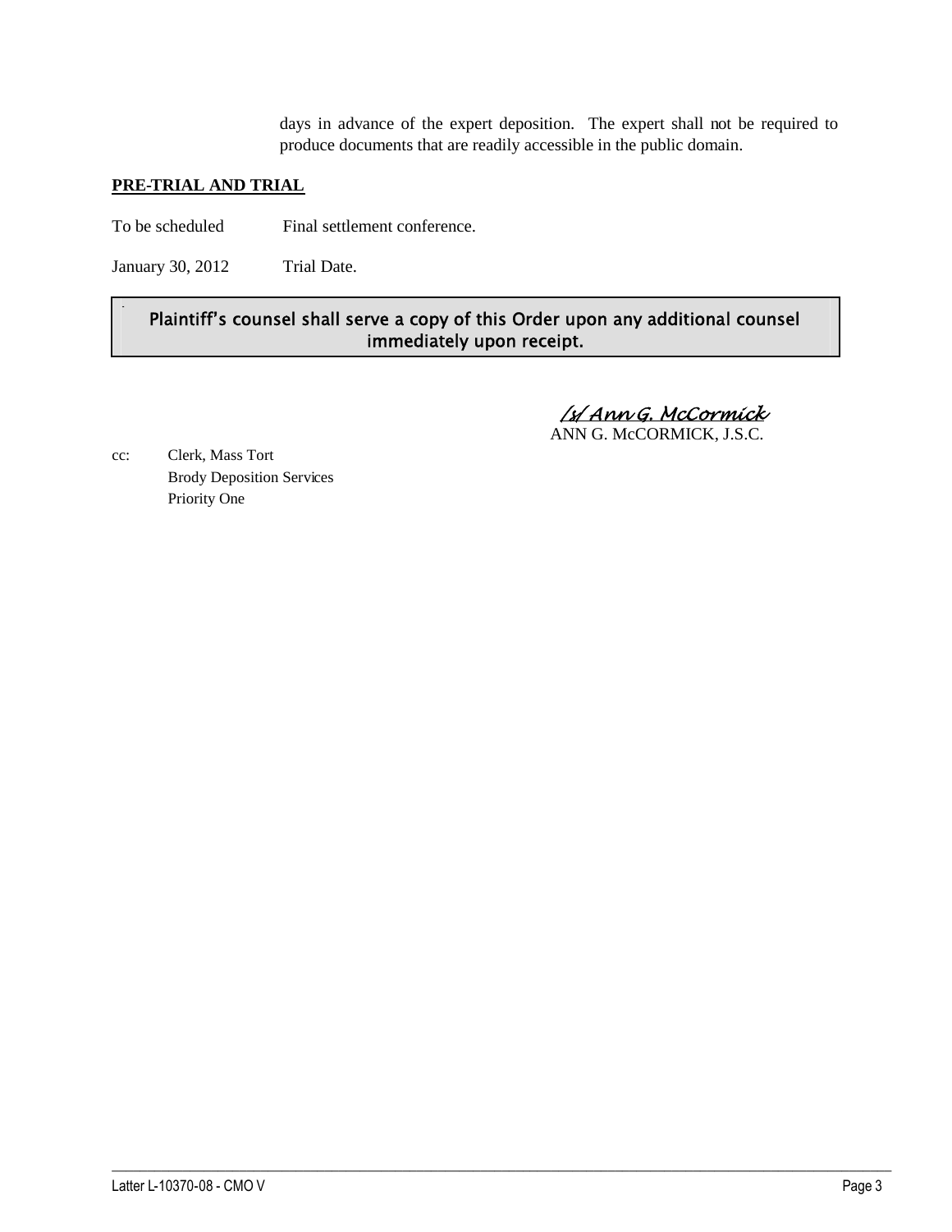days in advance of the expert deposition. The expert shall not be required to produce documents that are readily accessible in the public domain.

**PRE-TRIAL AND TRIAL**

| | |
|---|---|
| To be scheduled | Final settlement conference. |
| January 30, 2012 | Trial Date. |

**Plaintiff's counsel shall serve a copy of this Order upon any additional counsel immediately upon receipt.**

/s/ Ann G. McCormick
ANN G. McCORMICK, J.S.C.

cc: Clerk, Mass Tort
Brody Deposition Services
Priority One